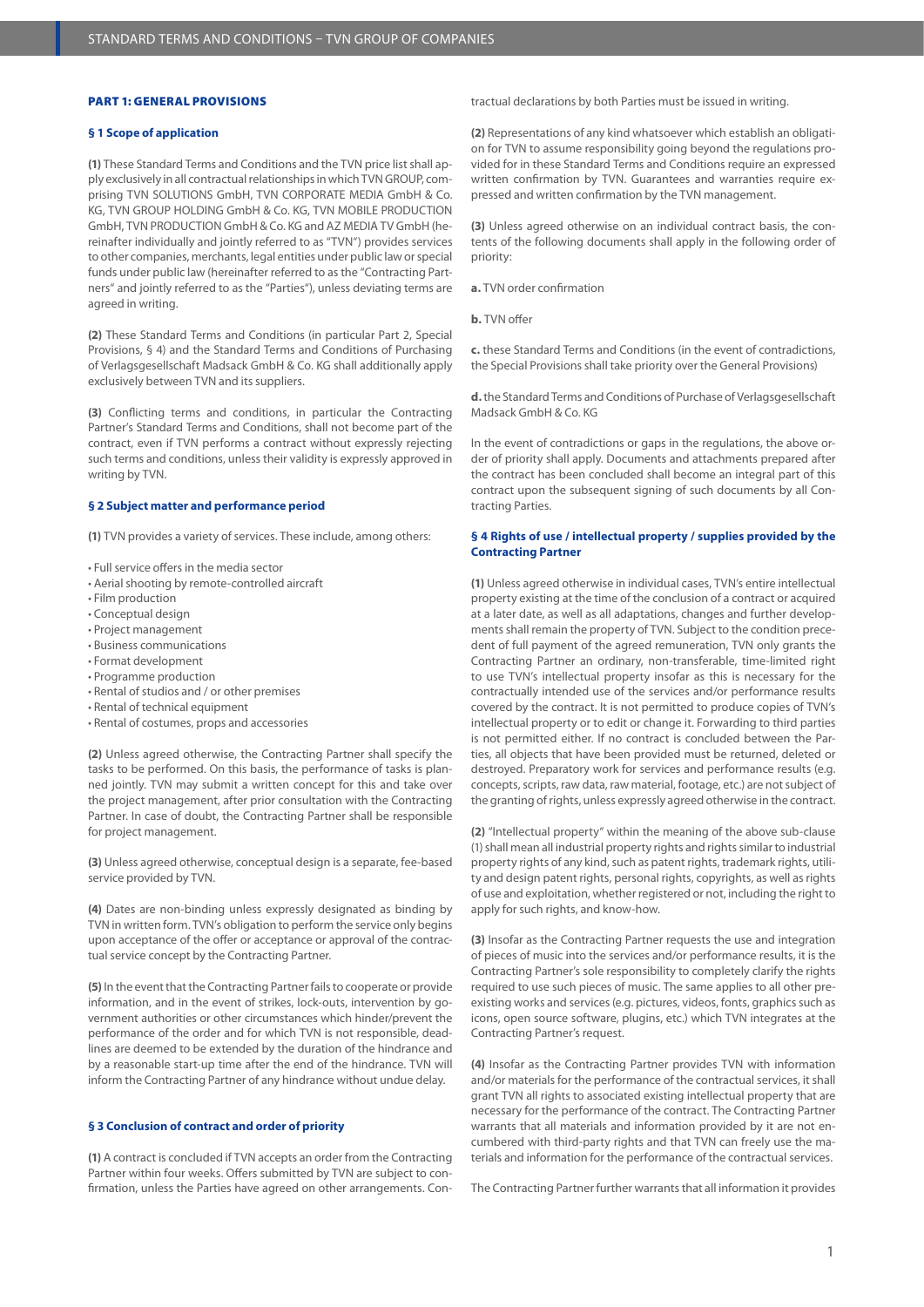## PART 1: GENERAL PROVISIONS

### § 1 Scope of application

**(1)** These Standard Terms and Conditions and the TVN price list shall apply exclusively in all contractual relationships in which TVN GROUP, comprising TVN SOLUTIONS GmbH, TVN CORPORATE MEDIA GmbH & Co. KG, TVN GROUP HOLDING GmbH & Co. KG, TVN MOBILE PRODUCTION GmbH, TVN PRODUCTION GmbH & Co. KG and AZ MEDIA TV GmbH (hereinafter individually and jointly referred to as "TVN") provides services to other companies, merchants, legal entities under public law or special funds under public law (hereinafter referred to as the "Contracting Partners" and jointly referred to as the "Parties"), unless deviating terms are agreed in writing.

**(2)** These Standard Terms and Conditions (in particular Part 2, Special Provisions, § 4) and the Standard Terms and Conditions of Purchasing of Verlagsgesellschaft Madsack GmbH & Co. KG shall additionally apply exclusively between TVN and its suppliers.

**(3)** Conflicting terms and conditions, in particular the Contracting Partner's Standard Terms and Conditions, shall not become part of the contract, even if TVN performs a contract without expressly rejecting such terms and conditions, unless their validity is expressly approved in writing by TVN.

### § 2 Subject matter and performance period

**(1)** TVN provides a variety of services. These include, among others:

- Full service offers in the media sector
- Aerial shooting by remote-controlled aircraft
- Film production
- Conceptual design
- Project management
- Business communications
- Format development
- Programme production
- Rental of studios and / or other premises
- Rental of technical equipment
- Rental of costumes, props and accessories

**(2)** Unless agreed otherwise, the Contracting Partner shall specify the tasks to be performed. On this basis, the performance of tasks is planned jointly. TVN may submit a written concept for this and take over the project management, after prior consultation with the Contracting Partner. In case of doubt, the Contracting Partner shall be responsible for project management.

**(3)** Unless agreed otherwise, conceptual design is a separate, fee-based service provided by TVN.

**(4)** Dates are non-binding unless expressly designated as binding by TVN in written form. TVN's obligation to perform the service only begins upon acceptance of the offer or acceptance or approval of the contractual service concept by the Contracting Partner.

**(5)** In the event that the Contracting Partner fails to cooperate or provide information, and in the event of strikes, lock-outs, intervention by government authorities or other circumstances which hinder/prevent the performance of the order and for which TVN is not responsible, deadlines are deemed to be extended by the duration of the hindrance and by a reasonable start-up time after the end of the hindrance. TVN will inform the Contracting Partner of any hindrance without undue delay.

### § 3 Conclusion of contract and order of priority

**(1)** A contract is concluded if TVN accepts an order from the Contracting Partner within four weeks. Offers submitted by TVN are subject to confirmation, unless the Parties have agreed on other arrangements. Contractual declarations by both Parties must be issued in writing.

**(2)** Representations of any kind whatsoever which establish an obligation for TVN to assume responsibility going beyond the regulations provided for in these Standard Terms and Conditions require an expressed written confirmation by TVN. Guarantees and warranties require expressed and written confirmation by the TVN management.

**(3)** Unless agreed otherwise on an individual contract basis, the contents of the following documents shall apply in the following order of priority:

**a.** TVN order confirmation

**b.** TVN offer

**c.** these Standard Terms and Conditions (in the event of contradictions, the Special Provisions shall take priority over the General Provisions)

**d.** the Standard Terms and Conditions of Purchase of Verlagsgesellschaft Madsack GmbH & Co. KG

In the event of contradictions or gaps in the regulations, the above order of priority shall apply. Documents and attachments prepared after the contract has been concluded shall become an integral part of this contract upon the subsequent signing of such documents by all Contracting Parties.

### § 4 Rights of use / intellectual property / supplies provided by the Contracting Partner

**(1)** Unless agreed otherwise in individual cases, TVN's entire intellectual property existing at the time of the conclusion of a contract or acquired at a later date, as well as all adaptations, changes and further developments shall remain the property of TVN. Subject to the condition precedent of full payment of the agreed remuneration, TVN only grants the Contracting Partner an ordinary, non-transferable, time-limited right to use TVN's intellectual property insofar as this is necessary for the contractually intended use of the services and/or performance results covered by the contract. It is not permitted to produce copies of TVN's intellectual property or to edit or change it. Forwarding to third parties is not permitted either. If no contract is concluded between the Parties, all objects that have been provided must be returned, deleted or destroyed. Preparatory work for services and performance results (e.g. concepts, scripts, raw data, raw material, footage, etc.) are not subject of the granting of rights, unless expressly agreed otherwise in the contract.

**(2)** "Intellectual property" within the meaning of the above sub-clause (1) shall mean all industrial property rights and rights similar to industrial property rights of any kind, such as patent rights, trademark rights, utility and design patent rights, personal rights, copyrights, as well as rights of use and exploitation, whether registered or not, including the right to apply for such rights, and know-how.

**(3)** Insofar as the Contracting Partner requests the use and integration of pieces of music into the services and/or performance results, it is the Contracting Partner's sole responsibility to completely clarify the rights required to use such pieces of music. The same applies to all other pre-existing works and services (e.g. pictures, videos, fonts, graphics such as icons, open source software, plugins, etc.) which TVN integrates at the Contracting Partner's request.

**(4)** Insofar as the Contracting Partner provides TVN with information and/or materials for the performance of the contractual services, it shall grant TVN all rights to associated existing intellectual property that are necessary for the performance of the contract. The Contracting Partner warrants that all materials and information provided by it are not encumbered with third-party rights and that TVN can freely use the materials and information for the performance of the contractual services.

The Contracting Partner further warrants that all information it provides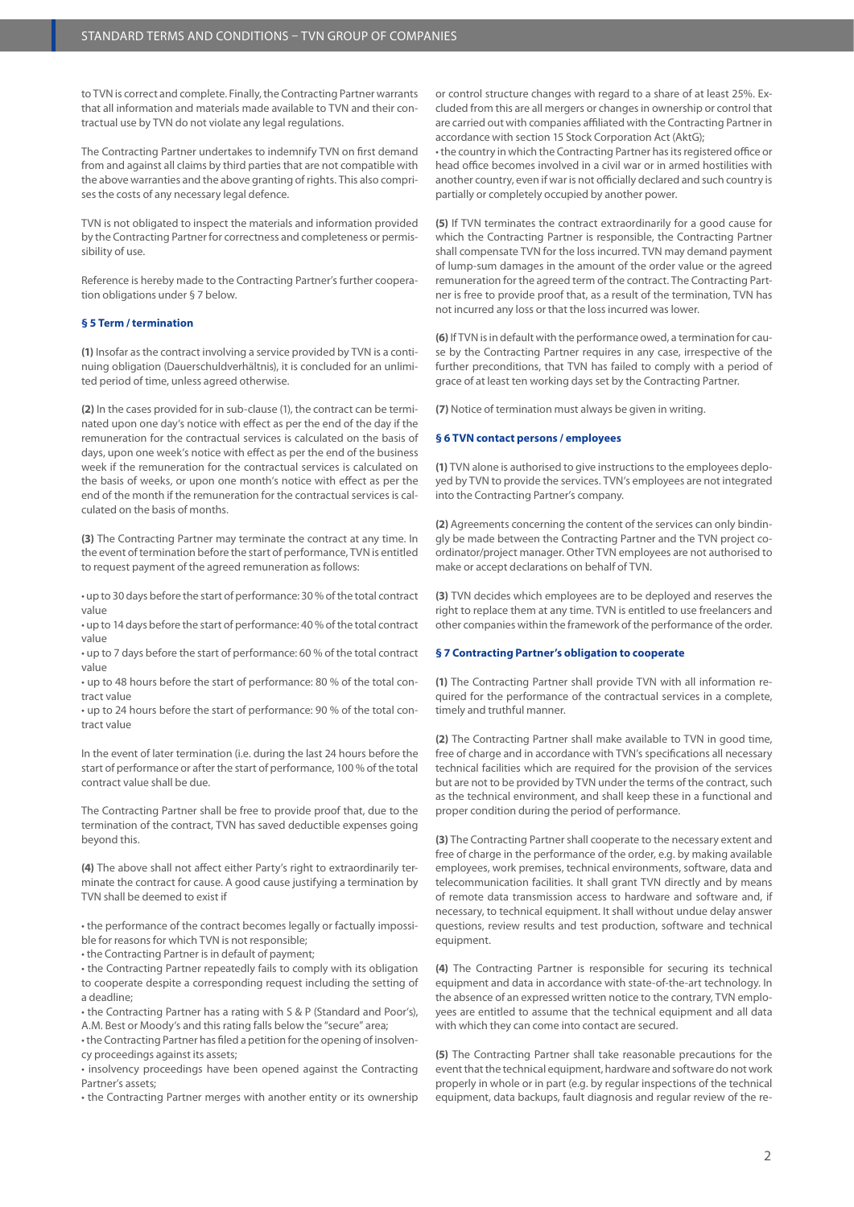to TVN is correct and complete. Finally, the Contracting Partner warrants that all information and materials made available to TVN and their contractual use by TVN do not violate any legal regulations.

The Contracting Partner undertakes to indemnify TVN on first demand from and against all claims by third parties that are not compatible with the above warranties and the above granting of rights. This also comprises the costs of any necessary legal defence.

TVN is not obligated to inspect the materials and information provided by the Contracting Partner for correctness and completeness or permissibility of use.

Reference is hereby made to the Contracting Partner's further cooperation obligations under § 7 below.

### § 5 Term / termination

**(1)** Insofar as the contract involving a service provided by TVN is a continuing obligation (Dauerschuldverhältnis), it is concluded for an unlimited period of time, unless agreed otherwise.

**(2)** In the cases provided for in sub-clause (1), the contract can be terminated upon one day's notice with effect as per the end of the day if the remuneration for the contractual services is calculated on the basis of days, upon one week's notice with effect as per the end of the business week if the remuneration for the contractual services is calculated on the basis of weeks, or upon one month's notice with effect as per the end of the month if the remuneration for the contractual services is calculated on the basis of months.

**(3)** The Contracting Partner may terminate the contract at any time. In the event of termination before the start of performance, TVN is entitled to request payment of the agreed remuneration as follows:

- up to 30 days before the start of performance: 30 % of the total contract value
- up to 14 days before the start of performance: 40 % of the total contract value
- up to 7 days before the start of performance: 60 % of the total contract value
- up to 48 hours before the start of performance: 80 % of the total contract value
- up to 24 hours before the start of performance: 90 % of the total contract value

In the event of later termination (i.e. during the last 24 hours before the start of performance or after the start of performance, 100 % of the total contract value shall be due.

The Contracting Partner shall be free to provide proof that, due to the termination of the contract, TVN has saved deductible expenses going beyond this.

**(4)** The above shall not affect either Party's right to extraordinarily terminate the contract for cause. A good cause justifying a termination by TVN shall be deemed to exist if

- the performance of the contract becomes legally or factually impossible for reasons for which TVN is not responsible;
- the Contracting Partner is in default of payment;
- the Contracting Partner repeatedly fails to comply with its obligation to cooperate despite a corresponding request including the setting of a deadline;
- the Contracting Partner has a rating with S & P (Standard and Poor's), A.M. Best or Moody's and this rating falls below the "secure" area;
- the Contracting Partner has filed a petition for the opening of insolvency proceedings against its assets;
- insolvency proceedings have been opened against the Contracting Partner's assets;
- the Contracting Partner merges with another entity or its ownership or control structure changes with regard to a share of at least 25%. Excluded from this are all mergers or changes in ownership or control that are carried out with companies affiliated with the Contracting Partner in accordance with section 15 Stock Corporation Act (AktG);
- the country in which the Contracting Partner has its registered office or head office becomes involved in a civil war or in armed hostilities with another country, even if war is not officially declared and such country is partially or completely occupied by another power.

**(5)** If TVN terminates the contract extraordinarily for a good cause for which the Contracting Partner is responsible, the Contracting Partner shall compensate TVN for the loss incurred. TVN may demand payment of lump-sum damages in the amount of the order value or the agreed remuneration for the agreed term of the contract. The Contracting Partner is free to provide proof that, as a result of the termination, TVN has not incurred any loss or that the loss incurred was lower.

**(6)** If TVN is in default with the performance owed, a termination for cause by the Contracting Partner requires in any case, irrespective of the further preconditions, that TVN has failed to comply with a period of grace of at least ten working days set by the Contracting Partner.

**(7)** Notice of termination must always be given in writing.

### § 6 TVN contact persons / employees

**(1)** TVN alone is authorised to give instructions to the employees deployed by TVN to provide the services. TVN's employees are not integrated into the Contracting Partner's company.

**(2)** Agreements concerning the content of the services can only bindingly be made between the Contracting Partner and the TVN project coordinator/project manager. Other TVN employees are not authorised to make or accept declarations on behalf of TVN.

**(3)** TVN decides which employees are to be deployed and reserves the right to replace them at any time. TVN is entitled to use freelancers and other companies within the framework of the performance of the order.

### § 7 Contracting Partner's obligation to cooperate

**(1)** The Contracting Partner shall provide TVN with all information required for the performance of the contractual services in a complete, timely and truthful manner.

**(2)** The Contracting Partner shall make available to TVN in good time, free of charge and in accordance with TVN's specifications all necessary technical facilities which are required for the provision of the services but are not to be provided by TVN under the terms of the contract, such as the technical environment, and shall keep these in a functional and proper condition during the period of performance.

**(3)** The Contracting Partner shall cooperate to the necessary extent and free of charge in the performance of the order, e.g. by making available employees, work premises, technical environments, software, data and telecommunication facilities. It shall grant TVN directly and by means of remote data transmission access to hardware and software and, if necessary, to technical equipment. It shall without undue delay answer questions, review results and test production, software and technical equipment.

**(4)** The Contracting Partner is responsible for securing its technical equipment and data in accordance with state-of-the-art technology. In the absence of an expressed written notice to the contrary, TVN employees are entitled to assume that the technical equipment and all data with which they can come into contact are secured.

**(5)** The Contracting Partner shall take reasonable precautions for the event that the technical equipment, hardware and software do not work properly in whole or in part (e.g. by regular inspections of the technical equipment, data backups, fault diagnosis and regular review of the re-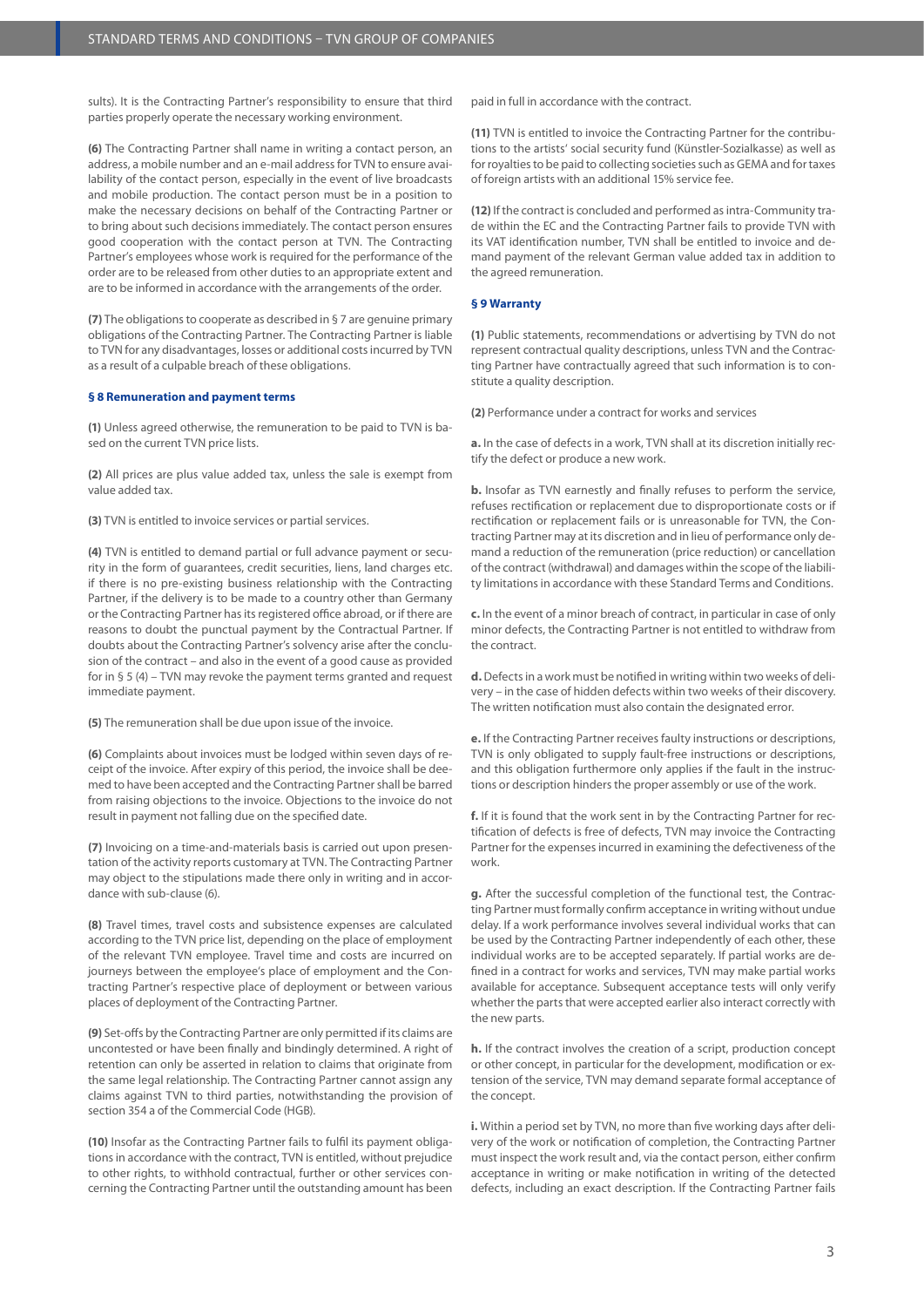sults). It is the Contracting Partner's responsibility to ensure that third parties properly operate the necessary working environment.

**(6)** The Contracting Partner shall name in writing a contact person, an address, a mobile number and an e-mail address for TVN to ensure availability of the contact person, especially in the event of live broadcasts and mobile production. The contact person must be in a position to make the necessary decisions on behalf of the Contracting Partner or to bring about such decisions immediately. The contact person ensures good cooperation with the contact person at TVN. The Contracting Partner's employees whose work is required for the performance of the order are to be released from other duties to an appropriate extent and are to be informed in accordance with the arrangements of the order.

**(7)** The obligations to cooperate as described in § 7 are genuine primary obligations of the Contracting Partner. The Contracting Partner is liable to TVN for any disadvantages, losses or additional costs incurred by TVN as a result of a culpable breach of these obligations.

### § 8 Remuneration and payment terms

**(1)** Unless agreed otherwise, the remuneration to be paid to TVN is based on the current TVN price lists.

**(2)** All prices are plus value added tax, unless the sale is exempt from value added tax.

**(3)** TVN is entitled to invoice services or partial services.

**(4)** TVN is entitled to demand partial or full advance payment or security in the form of guarantees, credit securities, liens, land charges etc. if there is no pre-existing business relationship with the Contracting Partner, if the delivery is to be made to a country other than Germany or the Contracting Partner has its registered office abroad, or if there are reasons to doubt the punctual payment by the Contractual Partner. If doubts about the Contracting Partner's solvency arise after the conclusion of the contract – and also in the event of a good cause as provided for in § 5 (4) – TVN may revoke the payment terms granted and request immediate payment.

**(5)** The remuneration shall be due upon issue of the invoice.

**(6)** Complaints about invoices must be lodged within seven days of receipt of the invoice. After expiry of this period, the invoice shall be deemed to have been accepted and the Contracting Partner shall be barred from raising objections to the invoice. Objections to the invoice do not result in payment not falling due on the specified date.

**(7)** Invoicing on a time-and-materials basis is carried out upon presentation of the activity reports customary at TVN. The Contracting Partner may object to the stipulations made there only in writing and in accordance with sub-clause (6).

**(8)** Travel times, travel costs and subsistence expenses are calculated according to the TVN price list, depending on the place of employment of the relevant TVN employee. Travel time and costs are incurred on journeys between the employee's place of employment and the Contracting Partner's respective place of deployment or between various places of deployment of the Contracting Partner.

**(9)** Set-offs by the Contracting Partner are only permitted if its claims are uncontested or have been finally and bindingly determined. A right of retention can only be asserted in relation to claims that originate from the same legal relationship. The Contracting Partner cannot assign any claims against TVN to third parties, notwithstanding the provision of section 354 a of the Commercial Code (HGB).

**(10)** Insofar as the Contracting Partner fails to fulfil its payment obligations in accordance with the contract, TVN is entitled, without prejudice to other rights, to withhold contractual, further or other services concerning the Contracting Partner until the outstanding amount has been paid in full in accordance with the contract.

**(11)** TVN is entitled to invoice the Contracting Partner for the contributions to the artists' social security fund (Künstler-Sozialkasse) as well as for royalties to be paid to collecting societies such as GEMA and for taxes of foreign artists with an additional 15% service fee.

**(12)** If the contract is concluded and performed as intra-Community trade within the EC and the Contracting Partner fails to provide TVN with its VAT identification number, TVN shall be entitled to invoice and demand payment of the relevant German value added tax in addition to the agreed remuneration.

### § 9 Warranty

**(1)** Public statements, recommendations or advertising by TVN do not represent contractual quality descriptions, unless TVN and the Contracting Partner have contractually agreed that such information is to constitute a quality description.

**(2)** Performance under a contract for works and services

**a.** In the case of defects in a work, TVN shall at its discretion initially rectify the defect or produce a new work.

**b.** Insofar as TVN earnestly and finally refuses to perform the service, refuses rectification or replacement due to disproportionate costs or if rectification or replacement fails or is unreasonable for TVN, the Contracting Partner may at its discretion and in lieu of performance only demand a reduction of the remuneration (price reduction) or cancellation of the contract (withdrawal) and damages within the scope of the liability limitations in accordance with these Standard Terms and Conditions.

**c.** In the event of a minor breach of contract, in particular in case of only minor defects, the Contracting Partner is not entitled to withdraw from the contract.

**d.** Defects in a work must be notified in writing within two weeks of delivery – in the case of hidden defects within two weeks of their discovery. The written notification must also contain the designated error.

**e.** If the Contracting Partner receives faulty instructions or descriptions, TVN is only obligated to supply fault-free instructions or descriptions, and this obligation furthermore only applies if the fault in the instructions or description hinders the proper assembly or use of the work.

**f.** If it is found that the work sent in by the Contracting Partner for rectification of defects is free of defects, TVN may invoice the Contracting Partner for the expenses incurred in examining the defectiveness of the work.

**g.** After the successful completion of the functional test, the Contracting Partner must formally confirm acceptance in writing without undue delay. If a work performance involves several individual works that can be used by the Contracting Partner independently of each other, these individual works are to be accepted separately. If partial works are defined in a contract for works and services, TVN may make partial works available for acceptance. Subsequent acceptance tests will only verify whether the parts that were accepted earlier also interact correctly with the new parts.

**h.** If the contract involves the creation of a script, production concept or other concept, in particular for the development, modification or extension of the service, TVN may demand separate formal acceptance of the concept.

**i.** Within a period set by TVN, no more than five working days after delivery of the work or notification of completion, the Contracting Partner must inspect the work result and, via the contact person, either confirm acceptance in writing or make notification in writing of the detected defects, including an exact description. If the Contracting Partner fails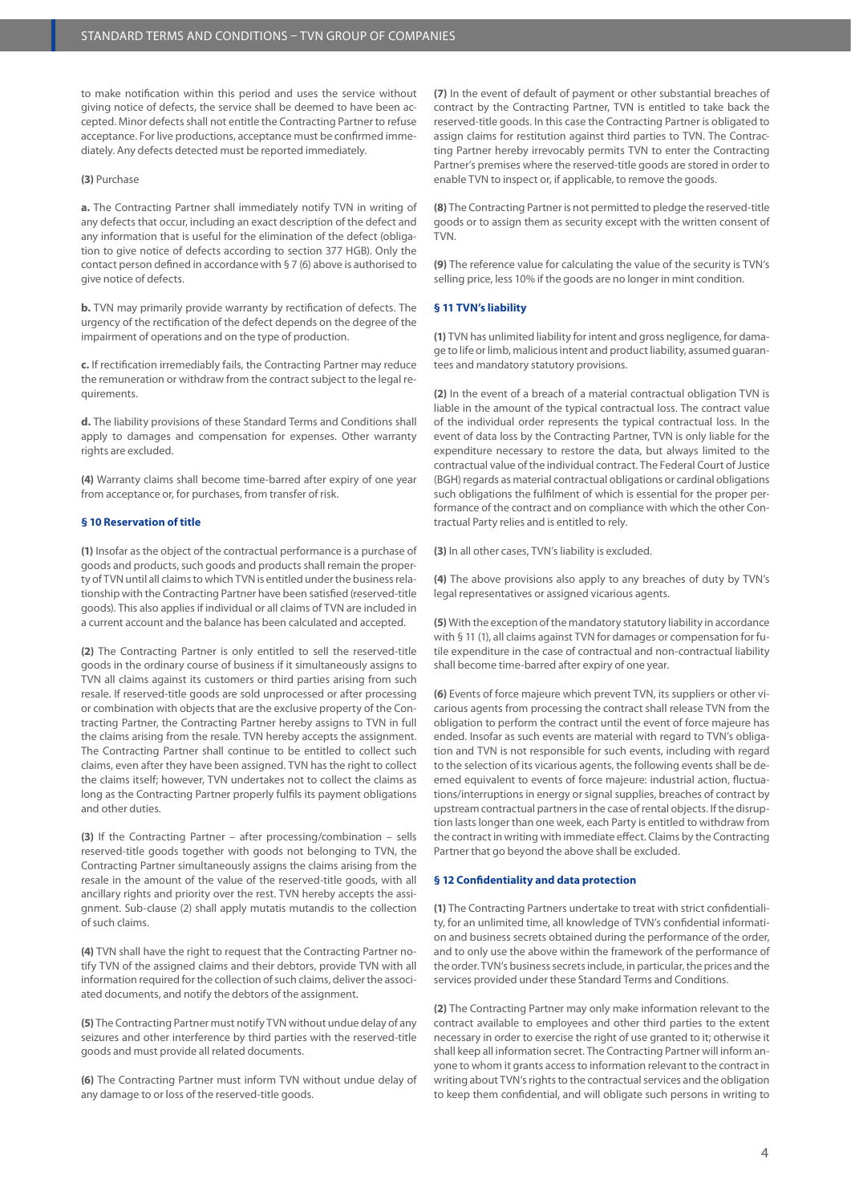to make notification within this period and uses the service without giving notice of defects, the service shall be deemed to have been accepted. Minor defects shall not entitle the Contracting Partner to refuse acceptance. For live productions, acceptance must be confirmed immediately. Any defects detected must be reported immediately.

**(3)** Purchase

**a.** The Contracting Partner shall immediately notify TVN in writing of any defects that occur, including an exact description of the defect and any information that is useful for the elimination of the defect (obligation to give notice of defects according to section 377 HGB). Only the contact person defined in accordance with § 7 (6) above is authorised to give notice of defects.

**b.** TVN may primarily provide warranty by rectification of defects. The urgency of the rectification of the defect depends on the degree of the impairment of operations and on the type of production.

**c.** If rectification irremediably fails, the Contracting Partner may reduce the remuneration or withdraw from the contract subject to the legal requirements.

**d.** The liability provisions of these Standard Terms and Conditions shall apply to damages and compensation for expenses. Other warranty rights are excluded.

**(4)** Warranty claims shall become time-barred after expiry of one year from acceptance or, for purchases, from transfer of risk.

## § 10 Reservation of title

**(1)** Insofar as the object of the contractual performance is a purchase of goods and products, such goods and products shall remain the property of TVN until all claims to which TVN is entitled under the business relationship with the Contracting Partner have been satisfied (reserved-title goods). This also applies if individual or all claims of TVN are included in a current account and the balance has been calculated and accepted.

**(2)** The Contracting Partner is only entitled to sell the reserved-title goods in the ordinary course of business if it simultaneously assigns to TVN all claims against its customers or third parties arising from such resale. If reserved-title goods are sold unprocessed or after processing or combination with objects that are the exclusive property of the Contracting Partner, the Contracting Partner hereby assigns to TVN in full the claims arising from the resale. TVN hereby accepts the assignment. The Contracting Partner shall continue to be entitled to collect such claims, even after they have been assigned. TVN has the right to collect the claims itself; however, TVN undertakes not to collect the claims as long as the Contracting Partner properly fulfils its payment obligations and other duties.

**(3)** If the Contracting Partner – after processing/combination – sells reserved-title goods together with goods not belonging to TVN, the Contracting Partner simultaneously assigns the claims arising from the resale in the amount of the value of the reserved-title goods, with all ancillary rights and priority over the rest. TVN hereby accepts the assignment. Sub-clause (2) shall apply mutatis mutandis to the collection of such claims.

**(4)** TVN shall have the right to request that the Contracting Partner notify TVN of the assigned claims and their debtors, provide TVN with all information required for the collection of such claims, deliver the associated documents, and notify the debtors of the assignment.

**(5)** The Contracting Partner must notify TVN without undue delay of any seizures and other interference by third parties with the reserved-title goods and must provide all related documents.

**(6)** The Contracting Partner must inform TVN without undue delay of any damage to or loss of the reserved-title goods.

**(7)** In the event of default of payment or other substantial breaches of contract by the Contracting Partner, TVN is entitled to take back the reserved-title goods. In this case the Contracting Partner is obligated to assign claims for restitution against third parties to TVN. The Contracting Partner hereby irrevocably permits TVN to enter the Contracting Partner's premises where the reserved-title goods are stored in order to enable TVN to inspect or, if applicable, to remove the goods.

**(8)** The Contracting Partner is not permitted to pledge the reserved-title goods or to assign them as security except with the written consent of TVN.

**(9)** The reference value for calculating the value of the security is TVN's selling price, less 10% if the goods are no longer in mint condition.

## § 11 TVN's liability

**(1)** TVN has unlimited liability for intent and gross negligence, for damage to life or limb, malicious intent and product liability, assumed guarantees and mandatory statutory provisions.

**(2)** In the event of a breach of a material contractual obligation TVN is liable in the amount of the typical contractual loss. The contract value of the individual order represents the typical contractual loss. In the event of data loss by the Contracting Partner, TVN is only liable for the expenditure necessary to restore the data, but always limited to the contractual value of the individual contract. The Federal Court of Justice (BGH) regards as material contractual obligations or cardinal obligations such obligations the fulfilment of which is essential for the proper performance of the contract and on compliance with which the other Contractual Party relies and is entitled to rely.

**(3)** In all other cases, TVN's liability is excluded.

**(4)** The above provisions also apply to any breaches of duty by TVN's legal representatives or assigned vicarious agents.

**(5)** With the exception of the mandatory statutory liability in accordance with § 11 (1), all claims against TVN for damages or compensation for futile expenditure in the case of contractual and non-contractual liability shall become time-barred after expiry of one year.

**(6)** Events of force majeure which prevent TVN, its suppliers or other vicarious agents from processing the contract shall release TVN from the obligation to perform the contract until the event of force majeure has ended. Insofar as such events are material with regard to TVN's obligation and TVN is not responsible for such events, including with regard to the selection of its vicarious agents, the following events shall be deemed equivalent to events of force majeure: industrial action, fluctuations/interruptions in energy or signal supplies, breaches of contract by upstream contractual partners in the case of rental objects. If the disruption lasts longer than one week, each Party is entitled to withdraw from the contract in writing with immediate effect. Claims by the Contracting Partner that go beyond the above shall be excluded.

## § 12 Confidentiality and data protection

**(1)** The Contracting Partners undertake to treat with strict confidentiality, for an unlimited time, all knowledge of TVN's confidential information and business secrets obtained during the performance of the order, and to only use the above within the framework of the performance of the order. TVN's business secrets include, in particular, the prices and the services provided under these Standard Terms and Conditions.

**(2)** The Contracting Partner may only make information relevant to the contract available to employees and other third parties to the extent necessary in order to exercise the right of use granted to it; otherwise it shall keep all information secret. The Contracting Partner will inform anyone to whom it grants access to information relevant to the contract in writing about TVN's rights to the contractual services and the obligation to keep them confidential, and will obligate such persons in writing to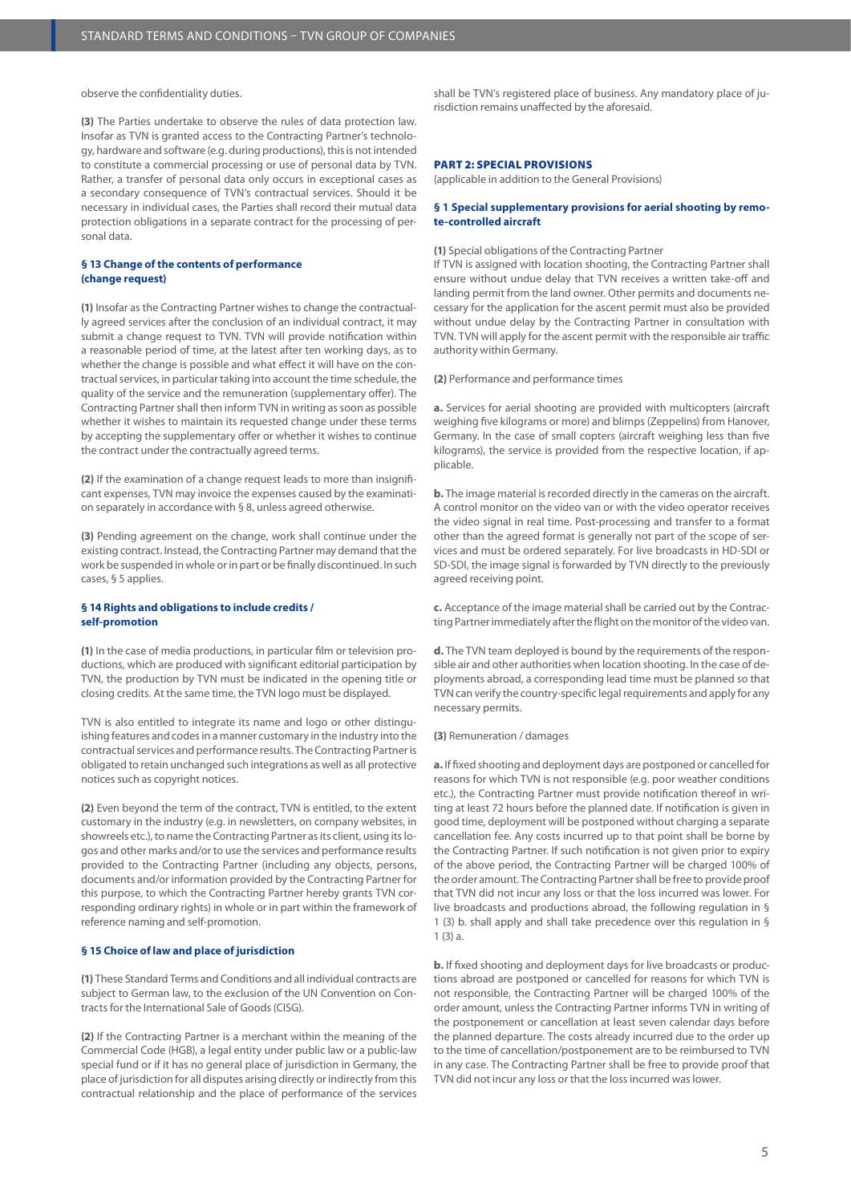observe the confidentiality duties.

**(3)** The Parties undertake to observe the rules of data protection law. Insofar as TVN is granted access to the Contracting Partner's technology, hardware and software (e.g. during productions), this is not intended to constitute a commercial processing or use of personal data by TVN. Rather, a transfer of personal data only occurs in exceptional cases as a secondary consequence of TVN's contractual services. Should it be necessary in individual cases, the Parties shall record their mutual data protection obligations in a separate contract for the processing of personal data.

### § 13 Change of the contents of performance (change request)

**(1)** Insofar as the Contracting Partner wishes to change the contractually agreed services after the conclusion of an individual contract, it may submit a change request to TVN. TVN will provide notification within a reasonable period of time, at the latest after ten working days, as to whether the change is possible and what effect it will have on the contractual services, in particular taking into account the time schedule, the quality of the service and the remuneration (supplementary offer). The Contracting Partner shall then inform TVN in writing as soon as possible whether it wishes to maintain its requested change under these terms by accepting the supplementary offer or whether it wishes to continue the contract under the contractually agreed terms.

**(2)** If the examination of a change request leads to more than insignificant expenses, TVN may invoice the expenses caused by the examination separately in accordance with § 8, unless agreed otherwise.

**(3)** Pending agreement on the change, work shall continue under the existing contract. Instead, the Contracting Partner may demand that the work be suspended in whole or in part or be finally discontinued. In such cases, § 5 applies.

### § 14 Rights and obligations to include credits / self-promotion

**(1)** In the case of media productions, in particular film or television productions, which are produced with significant editorial participation by TVN, the production by TVN must be indicated in the opening title or closing credits. At the same time, the TVN logo must be displayed.

TVN is also entitled to integrate its name and logo or other distinguishing features and codes in a manner customary in the industry into the contractual services and performance results. The Contracting Partner is obligated to retain unchanged such integrations as well as all protective notices such as copyright notices.

**(2)** Even beyond the term of the contract, TVN is entitled, to the extent customary in the industry (e.g. in newsletters, on company websites, in showreels etc.), to name the Contracting Partner as its client, using its logos and other marks and/or to use the services and performance results provided to the Contracting Partner (including any objects, persons, documents and/or information provided by the Contracting Partner for this purpose, to which the Contracting Partner hereby grants TVN corresponding ordinary rights) in whole or in part within the framework of reference naming and self-promotion.

### § 15 Choice of law and place of jurisdiction

**(1)** These Standard Terms and Conditions and all individual contracts are subject to German law, to the exclusion of the UN Convention on Contracts for the International Sale of Goods (CISG).

**(2)** If the Contracting Partner is a merchant within the meaning of the Commercial Code (HGB), a legal entity under public law or a public-law special fund or if it has no general place of jurisdiction in Germany, the place of jurisdiction for all disputes arising directly or indirectly from this contractual relationship and the place of performance of the services shall be TVN's registered place of business. Any mandatory place of jurisdiction remains unaffected by the aforesaid.

## PART 2: SPECIAL PROVISIONS

(applicable in addition to the General Provisions)

### § 1 Special supplementary provisions for aerial shooting by remote-controlled aircraft

**(1)** Special obligations of the Contracting Partner

If TVN is assigned with location shooting, the Contracting Partner shall ensure without undue delay that TVN receives a written take-off and landing permit from the land owner. Other permits and documents necessary for the application for the ascent permit must also be provided without undue delay by the Contracting Partner in consultation with TVN. TVN will apply for the ascent permit with the responsible air traffic authority within Germany.

**(2)** Performance and performance times

**a.** Services for aerial shooting are provided with multicopters (aircraft weighing five kilograms or more) and blimps (Zeppelins) from Hanover, Germany. In the case of small copters (aircraft weighing less than five kilograms), the service is provided from the respective location, if applicable.

**b.** The image material is recorded directly in the cameras on the aircraft. A control monitor on the video van or with the video operator receives the video signal in real time. Post-processing and transfer to a format other than the agreed format is generally not part of the scope of services and must be ordered separately. For live broadcasts in HD-SDI or SD-SDI, the image signal is forwarded by TVN directly to the previously agreed receiving point.

**c.** Acceptance of the image material shall be carried out by the Contracting Partner immediately after the flight on the monitor of the video van.

**d.** The TVN team deployed is bound by the requirements of the responsible air and other authorities when location shooting. In the case of deployments abroad, a corresponding lead time must be planned so that TVN can verify the country-specific legal requirements and apply for any necessary permits.

**(3)** Remuneration / damages

**a.** If fixed shooting and deployment days are postponed or cancelled for reasons for which TVN is not responsible (e.g. poor weather conditions etc.), the Contracting Partner must provide notification thereof in writing at least 72 hours before the planned date. If notification is given in good time, deployment will be postponed without charging a separate cancellation fee. Any costs incurred up to that point shall be borne by the Contracting Partner. If such notification is not given prior to expiry of the above period, the Contracting Partner will be charged 100% of the order amount. The Contracting Partner shall be free to provide proof that TVN did not incur any loss or that the loss incurred was lower. For live broadcasts and productions abroad, the following regulation in § 1 (3) b. shall apply and shall take precedence over this regulation in § 1 (3) a.

**b.** If fixed shooting and deployment days for live broadcasts or productions abroad are postponed or cancelled for reasons for which TVN is not responsible, the Contracting Partner will be charged 100% of the order amount, unless the Contracting Partner informs TVN in writing of the postponement or cancellation at least seven calendar days before the planned departure. The costs already incurred due to the order up to the time of cancellation/postponement are to be reimbursed to TVN in any case. The Contracting Partner shall be free to provide proof that TVN did not incur any loss or that the loss incurred was lower.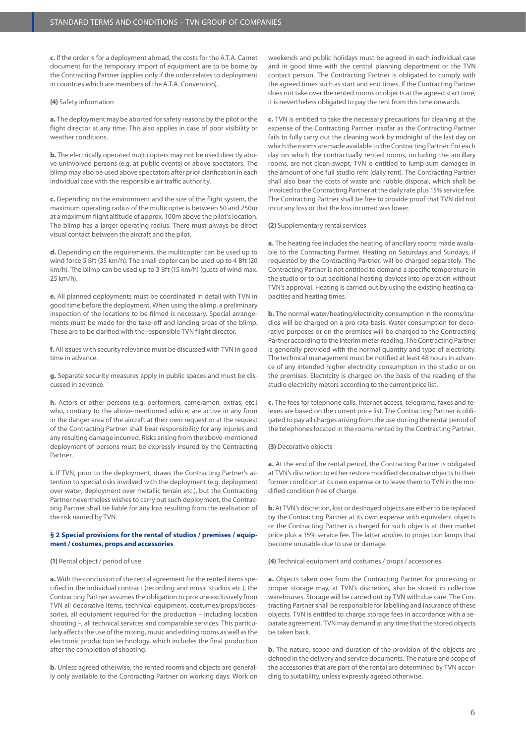**c.** If the order is for a deployment abroad, the costs for the A.T.A. Carnet document for the temporary import of equipment are to be borne by the Contracting Partner (applies only if the order relates to deployment in countries which are members of the A.T.A. Convention).

**(4)** Safety information

**a.** The deployment may be aborted for safety reasons by the pilot or the flight director at any time. This also applies in case of poor visibility or weather conditions.

**b.** The electrically operated multicopters may not be used directly above uninvolved persons (e.g. at public events) or above spectators. The blimp may also be used above spectators after prior clarification in each individual case with the responsible air traffic authority.

**c.** Depending on the environment and the size of the flight system, the maximum operating radius of the multicopter is between 50 and 250m at a maximum flight altitude of approx. 100m above the pilot's location. The blimp has a larger operating radius. There must always be direct visual contact between the aircraft and the pilot.

**d.** Depending on the requirements, the multicopter can be used up to wind force 5 Bft (35 km/h). The small copter can be used up to 4 Bft (20 km/h). The blimp can be used up to 3 Bft (15 km/h) (gusts of wind max. 25 km/h).

**e.** All planned deployments must be coordinated in detail with TVN in good time before the deployment. When using the blimp, a preliminary inspection of the locations to be filmed is necessary. Special arrangements must be made for the take-off and landing areas of the blimp. These are to be clarified with the responsible TVN flight director.

**f.** All issues with security relevance must be discussed with TVN in good time in advance.

**g.** Separate security measures apply in public spaces and must be discussed in advance.

**h.** Actors or other persons (e.g. performers, cameramen, extras, etc.) who, contrary to the above-mentioned advice, are active in any form in the danger area of the aircraft at their own request or at the request of the Contracting Partner shall bear responsibility for any injuries and any resulting damage incurred. Risks arising from the above-mentioned deployment of persons must be expressly insured by the Contracting Partner.

**i.** If TVN, prior to the deployment, draws the Contracting Partner's attention to special risks involved with the deployment (e.g. deployment over water, deployment over metallic terrain etc.), but the Contracting Partner nevertheless wishes to carry out such deployment, the Contracting Partner shall be liable for any loss resulting from the realisation of the risk named by TVN.

### § 2 Special provisions for the rental of studios / premises / equipment / costumes, props and accessories

**(1)** Rental object / period of use

**a.** With the conclusion of the rental agreement for the rented items specified in the individual contract (recording and music studios etc.), the Contracting Partner assumes the obligation to procure exclusively from TVN all decorative items, technical equipment, costumes/props/accessories, all equipment required for the production – including location shooting –, all technical services and comparable services. This particularly affects the use of the mixing, music and editing rooms as well as the electronic production technology, which includes the final production after the completion of shooting.

**b.** Unless agreed otherwise, the rented rooms and objects are generally only available to the Contracting Partner on working days. Work on weekends and public holidays must be agreed in each individual case and in good time with the central planning department or the TVN contact person. The Contracting Partner is obligated to comply with the agreed times such as start and end times. If the Contracting Partner does not take over the rented rooms or objects at the agreed start time, it is nevertheless obligated to pay the rent from this time onwards.

**c.** TVN is entitled to take the necessary precautions for cleaning at the expense of the Contracting Partner insofar as the Contracting Partner fails to fully carry out the cleaning work by midnight of the last day on which the rooms are made available to the Contracting Partner. For each day on which the contractually rented rooms, including the ancillary rooms, are not clean-swept, TVN is entitled to lump-sum damages in the amount of one full studio rent (daily rent). The Contracting Partner shall also bear the costs of waste and rubble disposal, which shall be invoiced to the Contracting Partner at the daily rate plus 15% service fee. The Contracting Partner shall be free to provide proof that TVN did not incur any loss or that the loss incurred was lower.

**(2)** Supplementary rental services

**a.** The heating fee includes the heating of ancillary rooms made available to the Contracting Partner. Heating on Saturdays and Sundays, if requested by the Contracting Partner, will be charged separately. The Contracting Partner is not entitled to demand a specific temperature in the studio or to put additional heating devices into operation without TVN's approval. Heating is carried out by using the existing heating capacities and heating times.

**b.** The normal water/heating/electricity consumption in the rooms/studios will be charged on a pro rata basis. Water consumption for decorative purposes or on the premises will be charged to the Contracting Partner according to the interim meter reading. The Contracting Partner is generally provided with the normal quantity and type of electricity. The technical management must be notified at least 48 hours in advance of any intended higher electricity consumption in the studio or on the premises. Electricity is charged on the basis of the reading of the studio electricity meters according to the current price list.

**c.** The fees for telephone calls, internet access, telegrams, faxes and telexes are based on the current price list. The Contracting Partner is obligated to pay all charges arising from the use dur-ing the rental period of the telephones located in the rooms rented by the Contracting Partner.

**(3)** Decorative objects

**a.** At the end of the rental period, the Contracting Partner is obligated at TVN's discretion to either restore modified decorative objects to their former condition at its own expense or to leave them to TVN in the modified condition free of charge.

**b.** At TVN's discretion, lost or destroyed objects are either to be replaced by the Contracting Partner at its own expense with equivalent objects or the Contracting Partner is charged for such objects at their market price plus a 15% service fee. The latter applies to projection lamps that become unusable due to use or damage.

**(4)** Technical equipment and costumes / props / accessories

**a.** Objects taken over from the Contracting Partner for processing or proper storage may, at TVN's discretion, also be stored in collective warehouses. Storage will be carried out by TVN with due care. The Contracting Partner shall be responsible for labelling and insurance of these objects. TVN is entitled to charge storage fees in accordance with a separate agreement. TVN may demand at any time that the stored objects be taken back.

**b.** The nature, scope and duration of the provision of the objects are defined in the delivery and service documents. The nature and scope of the accessories that are part of the rental are determined by TVN according to suitability, unless expressly agreed otherwise.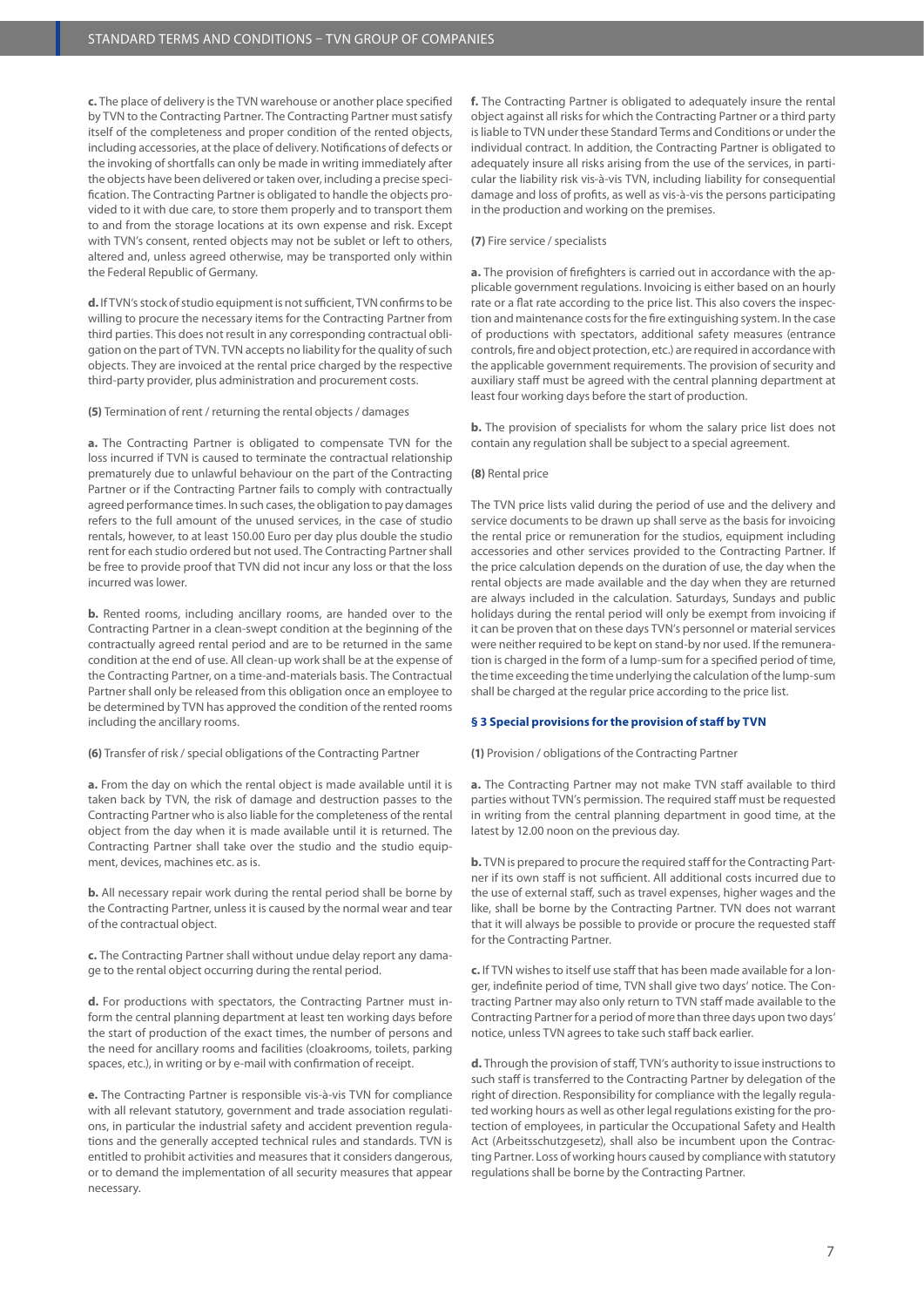**c.** The place of delivery is the TVN warehouse or another place specified by TVN to the Contracting Partner. The Contracting Partner must satisfy itself of the completeness and proper condition of the rented objects, including accessories, at the place of delivery. Notifications of defects or the invoking of shortfalls can only be made in writing immediately after the objects have been delivered or taken over, including a precise specification. The Contracting Partner is obligated to handle the objects provided to it with due care, to store them properly and to transport them to and from the storage locations at its own expense and risk. Except with TVN's consent, rented objects may not be sublet or left to others, altered and, unless agreed otherwise, may be transported only within the Federal Republic of Germany.

**d.** If TVN's stock of studio equipment is not sufficient, TVN confirms to be willing to procure the necessary items for the Contracting Partner from third parties. This does not result in any corresponding contractual obligation on the part of TVN. TVN accepts no liability for the quality of such objects. They are invoiced at the rental price charged by the respective third-party provider, plus administration and procurement costs.

**(5)** Termination of rent / returning the rental objects / damages

**a.** The Contracting Partner is obligated to compensate TVN for the loss incurred if TVN is caused to terminate the contractual relationship prematurely due to unlawful behaviour on the part of the Contracting Partner or if the Contracting Partner fails to comply with contractually agreed performance times. In such cases, the obligation to pay damages refers to the full amount of the unused services, in the case of studio rentals, however, to at least 150.00 Euro per day plus double the studio rent for each studio ordered but not used. The Contracting Partner shall be free to provide proof that TVN did not incur any loss or that the loss incurred was lower.

**b.** Rented rooms, including ancillary rooms, are handed over to the Contracting Partner in a clean-swept condition at the beginning of the contractually agreed rental period and are to be returned in the same condition at the end of use. All clean-up work shall be at the expense of the Contracting Partner, on a time-and-materials basis. The Contractual Partner shall only be released from this obligation once an employee to be determined by TVN has approved the condition of the rented rooms including the ancillary rooms.

**(6)** Transfer of risk / special obligations of the Contracting Partner

**a.** From the day on which the rental object is made available until it is taken back by TVN, the risk of damage and destruction passes to the Contracting Partner who is also liable for the completeness of the rental object from the day when it is made available until it is returned. The Contracting Partner shall take over the studio and the studio equipment, devices, machines etc. as is.

**b.** All necessary repair work during the rental period shall be borne by the Contracting Partner, unless it is caused by the normal wear and tear of the contractual object.

**c.** The Contracting Partner shall without undue delay report any damage to the rental object occurring during the rental period.

**d.** For productions with spectators, the Contracting Partner must inform the central planning department at least ten working days before the start of production of the exact times, the number of persons and the need for ancillary rooms and facilities (cloakrooms, toilets, parking spaces, etc.), in writing or by e-mail with confirmation of receipt.

**e.** The Contracting Partner is responsible vis-à-vis TVN for compliance with all relevant statutory, government and trade association regulations, in particular the industrial safety and accident prevention regulations and the generally accepted technical rules and standards. TVN is entitled to prohibit activities and measures that it considers dangerous, or to demand the implementation of all security measures that appear necessary.

**f.** The Contracting Partner is obligated to adequately insure the rental object against all risks for which the Contracting Partner or a third party is liable to TVN under these Standard Terms and Conditions or under the individual contract. In addition, the Contracting Partner is obligated to adequately insure all risks arising from the use of the services, in particular the liability risk vis-à-vis TVN, including liability for consequential damage and loss of profits, as well as vis-à-vis the persons participating in the production and working on the premises.

**(7)** Fire service / specialists

**a.** The provision of firefighters is carried out in accordance with the applicable government regulations. Invoicing is either based on an hourly rate or a flat rate according to the price list. This also covers the inspection and maintenance costs for the fire extinguishing system. In the case of productions with spectators, additional safety measures (entrance controls, fire and object protection, etc.) are required in accordance with the applicable government requirements. The provision of security and auxiliary staff must be agreed with the central planning department at least four working days before the start of production.

**b.** The provision of specialists for whom the salary price list does not contain any regulation shall be subject to a special agreement.

**(8)** Rental price

The TVN price lists valid during the period of use and the delivery and service documents to be drawn up shall serve as the basis for invoicing the rental price or remuneration for the studios, equipment including accessories and other services provided to the Contracting Partner. If the price calculation depends on the duration of use, the day when the rental objects are made available and the day when they are returned are always included in the calculation. Saturdays, Sundays and public holidays during the rental period will only be exempt from invoicing if it can be proven that on these days TVN's personnel or material services were neither required to be kept on stand-by nor used. If the remuneration is charged in the form of a lump-sum for a specified period of time, the time exceeding the time underlying the calculation of the lump-sum shall be charged at the regular price according to the price list.

## § 3 Special provisions for the provision of staff by TVN

**(1)** Provision / obligations of the Contracting Partner

**a.** The Contracting Partner may not make TVN staff available to third parties without TVN's permission. The required staff must be requested in writing from the central planning department in good time, at the latest by 12.00 noon on the previous day.

**b.** TVN is prepared to procure the required staff for the Contracting Partner if its own staff is not sufficient. All additional costs incurred due to the use of external staff, such as travel expenses, higher wages and the like, shall be borne by the Contracting Partner. TVN does not warrant that it will always be possible to provide or procure the requested staff for the Contracting Partner.

**c.** If TVN wishes to itself use staff that has been made available for a longer, indefinite period of time, TVN shall give two days' notice. The Contracting Partner may also only return to TVN staff made available to the Contracting Partner for a period of more than three days upon two days' notice, unless TVN agrees to take such staff back earlier.

**d.** Through the provision of staff, TVN's authority to issue instructions to such staff is transferred to the Contracting Partner by delegation of the right of direction. Responsibility for compliance with the legally regulated working hours as well as other legal regulations existing for the protection of employees, in particular the Occupational Safety and Health Act (Arbeitsschutzgesetz), shall also be incumbent upon the Contracting Partner. Loss of working hours caused by compliance with statutory regulations shall be borne by the Contracting Partner.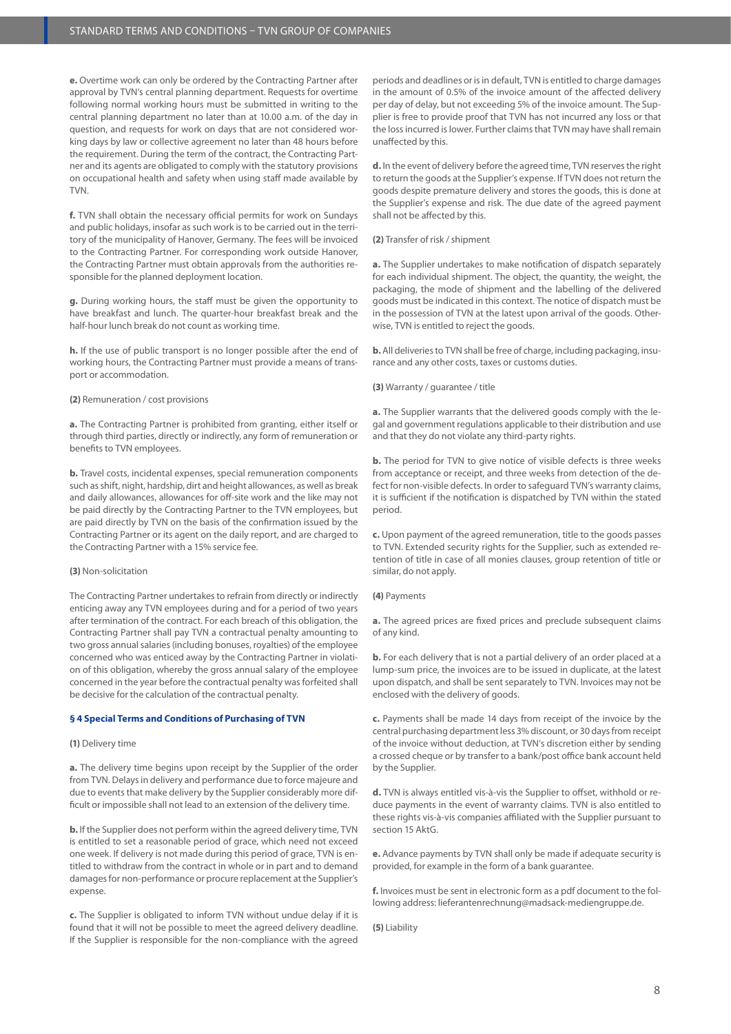**e.** Overtime work can only be ordered by the Contracting Partner after approval by TVN's central planning department. Requests for overtime following normal working hours must be submitted in writing to the central planning department no later than at 10.00 a.m. of the day in question, and requests for work on days that are not considered working days by law or collective agreement no later than 48 hours before the requirement. During the term of the contract, the Contracting Partner and its agents are obligated to comply with the statutory provisions on occupational health and safety when using staff made available by TVN.

**f.** TVN shall obtain the necessary official permits for work on Sundays and public holidays, insofar as such work is to be carried out in the territory of the municipality of Hanover, Germany. The fees will be invoiced to the Contracting Partner. For corresponding work outside Hanover, the Contracting Partner must obtain approvals from the authorities responsible for the planned deployment location.

**g.** During working hours, the staff must be given the opportunity to have breakfast and lunch. The quarter-hour breakfast break and the half-hour lunch break do not count as working time.

**h.** If the use of public transport is no longer possible after the end of working hours, the Contracting Partner must provide a means of transport or accommodation.

**(2)** Remuneration / cost provisions

**a.** The Contracting Partner is prohibited from granting, either itself or through third parties, directly or indirectly, any form of remuneration or benefits to TVN employees.

**b.** Travel costs, incidental expenses, special remuneration components such as shift, night, hardship, dirt and height allowances, as well as break and daily allowances, allowances for off-site work and the like may not be paid directly by the Contracting Partner to the TVN employees, but are paid directly by TVN on the basis of the confirmation issued by the Contracting Partner or its agent on the daily report, and are charged to the Contracting Partner with a 15% service fee.

**(3)** Non-solicitation

The Contracting Partner undertakes to refrain from directly or indirectly enticing away any TVN employees during and for a period of two years after termination of the contract. For each breach of this obligation, the Contracting Partner shall pay TVN a contractual penalty amounting to two gross annual salaries (including bonuses, royalties) of the employee concerned who was enticed away by the Contracting Partner in violation of this obligation, whereby the gross annual salary of the employee concerned in the year before the contractual penalty was forfeited shall be decisive for the calculation of the contractual penalty.

## § 4 Special Terms and Conditions of Purchasing of TVN

**(1)** Delivery time

**a.** The delivery time begins upon receipt by the Supplier of the order from TVN. Delays in delivery and performance due to force majeure and due to events that make delivery by the Supplier considerably more difficult or impossible shall not lead to an extension of the delivery time.

**b.** If the Supplier does not perform within the agreed delivery time, TVN is entitled to set a reasonable period of grace, which need not exceed one week. If delivery is not made during this period of grace, TVN is entitled to withdraw from the contract in whole or in part and to demand damages for non-performance or procure replacement at the Supplier's expense.

**c.** The Supplier is obligated to inform TVN without undue delay if it is found that it will not be possible to meet the agreed delivery deadline. If the Supplier is responsible for the non-compliance with the agreed periods and deadlines or is in default, TVN is entitled to charge damages in the amount of 0.5% of the invoice amount of the affected delivery per day of delay, but not exceeding 5% of the invoice amount. The Supplier is free to provide proof that TVN has not incurred any loss or that the loss incurred is lower. Further claims that TVN may have shall remain unaffected by this.

**d.** In the event of delivery before the agreed time, TVN reserves the right to return the goods at the Supplier's expense. If TVN does not return the goods despite premature delivery and stores the goods, this is done at the Supplier's expense and risk. The due date of the agreed payment shall not be affected by this.

**(2)** Transfer of risk / shipment

**a.** The Supplier undertakes to make notification of dispatch separately for each individual shipment. The object, the quantity, the weight, the packaging, the mode of shipment and the labelling of the delivered goods must be indicated in this context. The notice of dispatch must be in the possession of TVN at the latest upon arrival of the goods. Otherwise, TVN is entitled to reject the goods.

**b.** All deliveries to TVN shall be free of charge, including packaging, insurance and any other costs, taxes or customs duties.

**(3)** Warranty / guarantee / title

**a.** The Supplier warrants that the delivered goods comply with the legal and government regulations applicable to their distribution and use and that they do not violate any third-party rights.

**b.** The period for TVN to give notice of visible defects is three weeks from acceptance or receipt, and three weeks from detection of the defect for non-visible defects. In order to safeguard TVN's warranty claims, it is sufficient if the notification is dispatched by TVN within the stated period.

**c.** Upon payment of the agreed remuneration, title to the goods passes to TVN. Extended security rights for the Supplier, such as extended retention of title in case of all monies clauses, group retention of title or similar, do not apply.

**(4)** Payments

**a.** The agreed prices are fixed prices and preclude subsequent claims of any kind.

**b.** For each delivery that is not a partial delivery of an order placed at a lump-sum price, the invoices are to be issued in duplicate, at the latest upon dispatch, and shall be sent separately to TVN. Invoices may not be enclosed with the delivery of goods.

**c.** Payments shall be made 14 days from receipt of the invoice by the central purchasing department less 3% discount, or 30 days from receipt of the invoice without deduction, at TVN's discretion either by sending a crossed cheque or by transfer to a bank/post office bank account held by the Supplier.

**d.** TVN is always entitled vis-à-vis the Supplier to offset, withhold or reduce payments in the event of warranty claims. TVN is also entitled to these rights vis-à-vis companies affiliated with the Supplier pursuant to section 15 AktG.

**e.** Advance payments by TVN shall only be made if adequate security is provided, for example in the form of a bank guarantee.

**f.** Invoices must be sent in electronic form as a pdf document to the following address: lieferantenrechnung@madsack-mediengruppe.de.

**(5)** Liability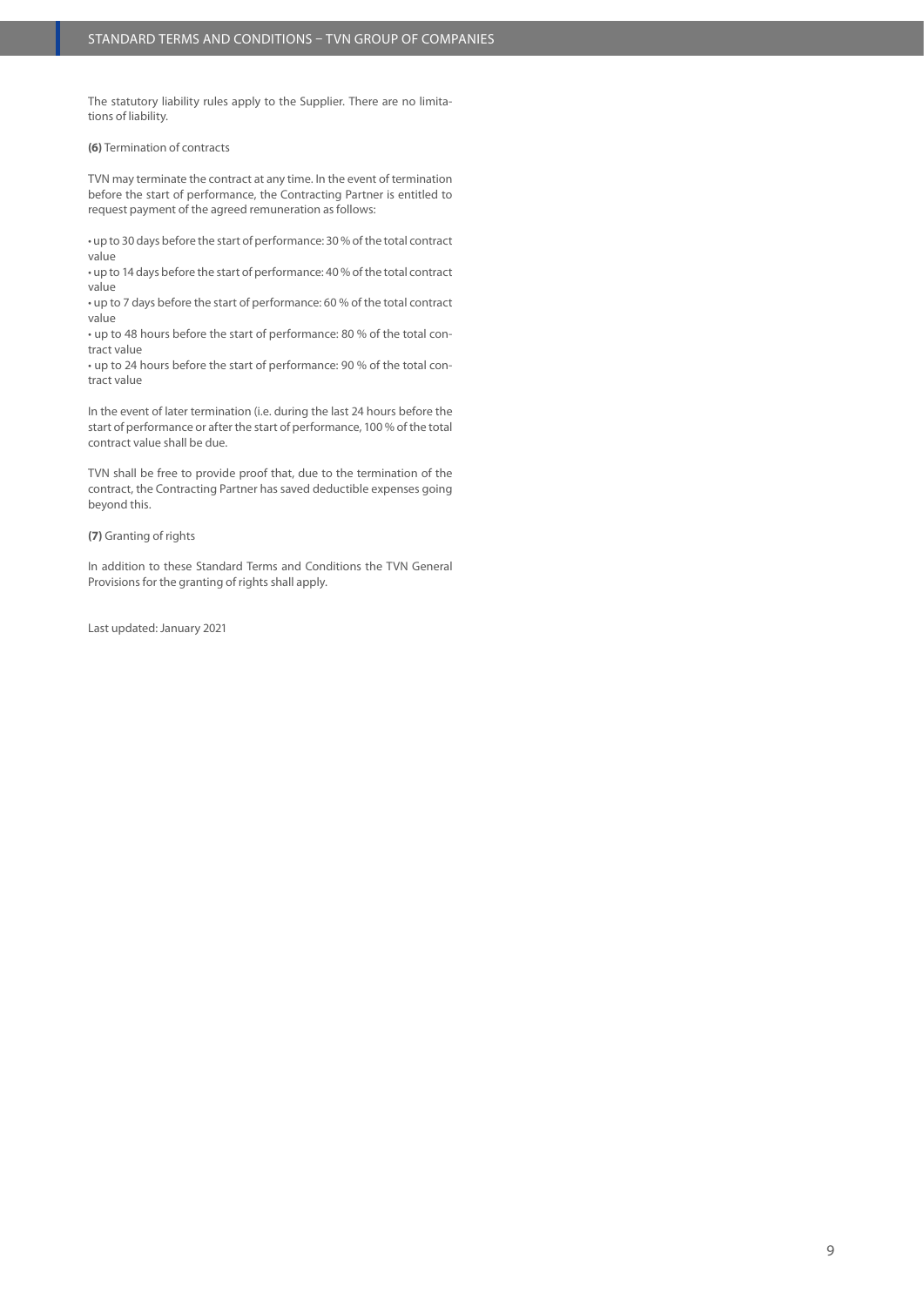The statutory liability rules apply to the Supplier. There are no limitations of liability.

**(6)** Termination of contracts

TVN may terminate the contract at any time. In the event of termination before the start of performance, the Contracting Partner is entitled to request payment of the agreed remuneration as follows:

• up to 30 days before the start of performance: 30 % of the total contract value
• up to 14 days before the start of performance: 40 % of the total contract value
• up to 7 days before the start of performance: 60 % of the total contract value
• up to 48 hours before the start of performance: 80 % of the total contract value
• up to 24 hours before the start of performance: 90 % of the total contract value

In the event of later termination (i.e. during the last 24 hours before the start of performance or after the start of performance, 100 % of the total contract value shall be due.

TVN shall be free to provide proof that, due to the termination of the contract, the Contracting Partner has saved deductible expenses going beyond this.

**(7)** Granting of rights

In addition to these Standard Terms and Conditions the TVN General Provisions for the granting of rights shall apply.

Last updated: January 2021